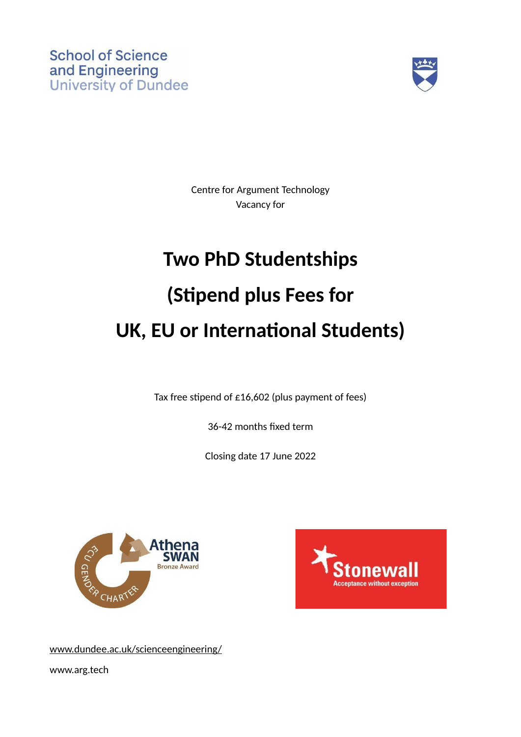School of Science
and Engineering
University of Dundee

Centre for Argument Technology

Vacancy for

# Two PhD Studentships

# (Stipend plus Fees for

# UK, EU or International Students)

Tax free stipend of £16,602 (plus payment of fees)

36-42 months fixed term

Closing date 17 June 2022

ECU GENDER CHARTER Athena SWAN Bronze Award

Stonewall Acceptance without exception

www.dundee.ac.uk/scienceengineering/

www.arg.tech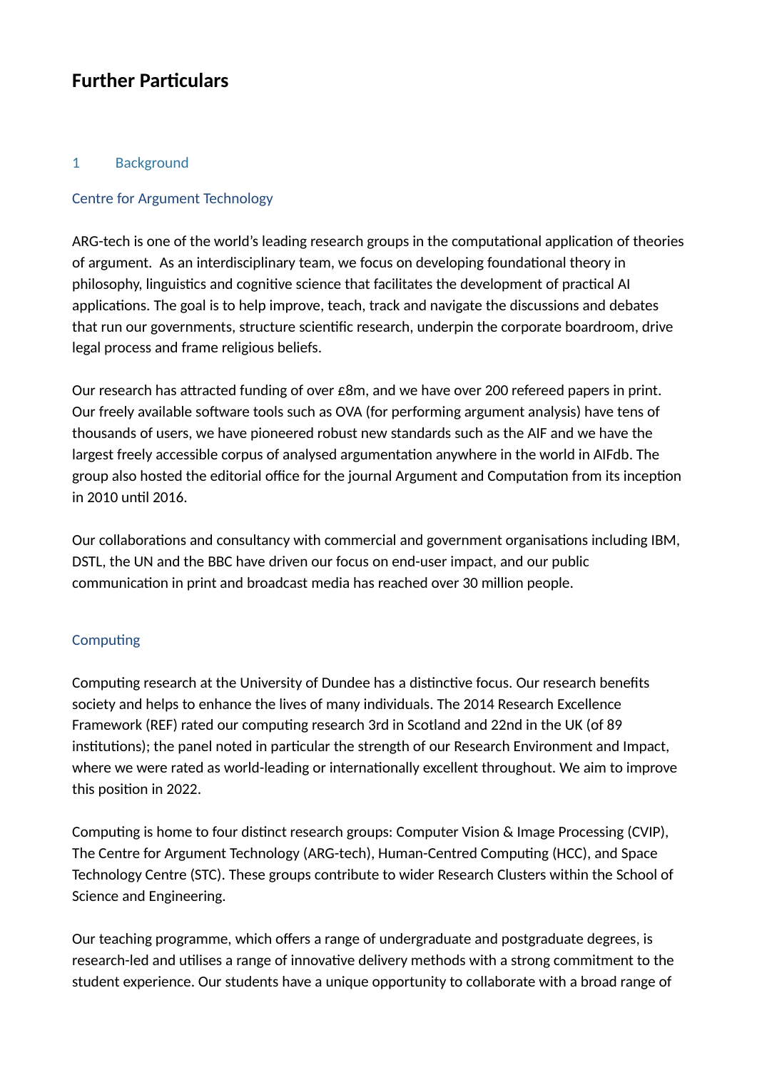## Further Particulars

### 1 Background

#### Centre for Argument Technology

ARG-tech is one of the world's leading research groups in the computational application of theories of argument. As an interdisciplinary team, we focus on developing foundational theory in philosophy, linguistics and cognitive science that facilitates the development of practical AI applications. The goal is to help improve, teach, track and navigate the discussions and debates that run our governments, structure scientific research, underpin the corporate boardroom, drive legal process and frame religious beliefs.

Our research has attracted funding of over £8m, and we have over 200 refereed papers in print. Our freely available software tools such as OVA (for performing argument analysis) have tens of thousands of users, we have pioneered robust new standards such as the AIF and we have the largest freely accessible corpus of analysed argumentation anywhere in the world in AIFdb. The group also hosted the editorial office for the journal Argument and Computation from its inception in 2010 until 2016.

Our collaborations and consultancy with commercial and government organisations including IBM, DSTL, the UN and the BBC have driven our focus on end-user impact, and our public communication in print and broadcast media has reached over 30 million people.

#### Computing

Computing research at the University of Dundee has a distinctive focus. Our research benefits society and helps to enhance the lives of many individuals. The 2014 Research Excellence Framework (REF) rated our computing research 3rd in Scotland and 22nd in the UK (of 89 institutions); the panel noted in particular the strength of our Research Environment and Impact, where we were rated as world-leading or internationally excellent throughout. We aim to improve this position in 2022.

Computing is home to four distinct research groups: Computer Vision & Image Processing (CVIP), The Centre for Argument Technology (ARG-tech), Human-Centred Computing (HCC), and Space Technology Centre (STC). These groups contribute to wider Research Clusters within the School of Science and Engineering.

Our teaching programme, which offers a range of undergraduate and postgraduate degrees, is research-led and utilises a range of innovative delivery methods with a strong commitment to the student experience. Our students have a unique opportunity to collaborate with a broad range of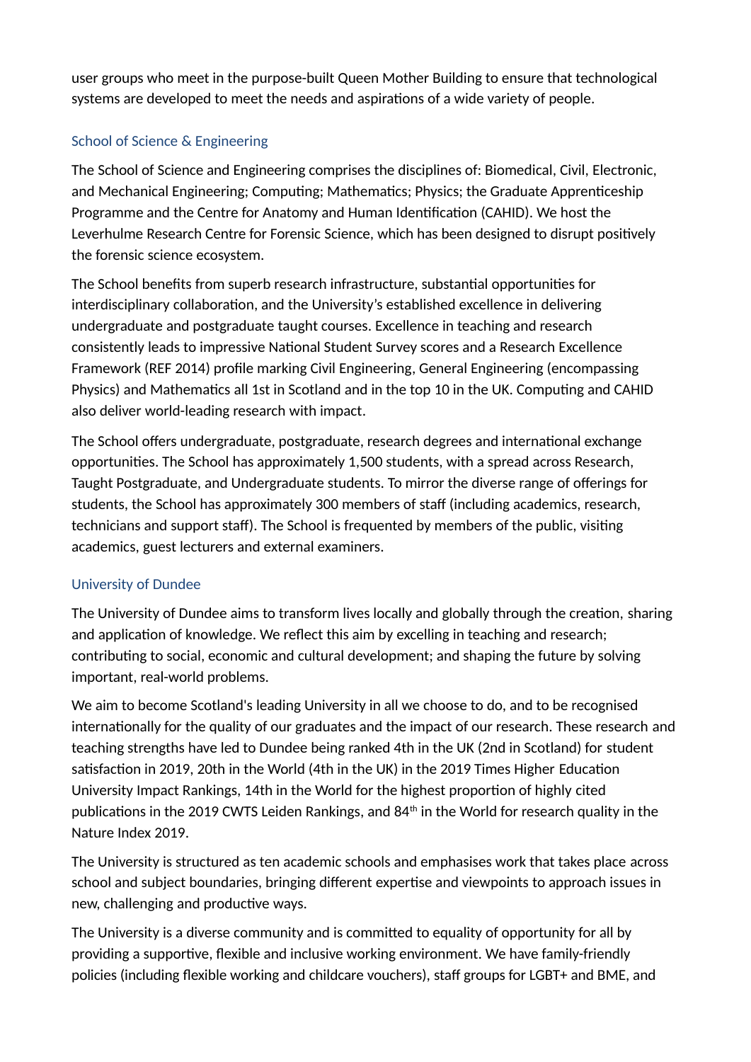user groups who meet in the purpose-built Queen Mother Building to ensure that technological systems are developed to meet the needs and aspirations of a wide variety of people.

## School of Science & Engineering

The School of Science and Engineering comprises the disciplines of: Biomedical, Civil, Electronic, and Mechanical Engineering; Computing; Mathematics; Physics; the Graduate Apprenticeship Programme and the Centre for Anatomy and Human Identification (CAHID). We host the Leverhulme Research Centre for Forensic Science, which has been designed to disrupt positively the forensic science ecosystem.

The School benefits from superb research infrastructure, substantial opportunities for interdisciplinary collaboration, and the University's established excellence in delivering undergraduate and postgraduate taught courses. Excellence in teaching and research consistently leads to impressive National Student Survey scores and a Research Excellence Framework (REF 2014) profile marking Civil Engineering, General Engineering (encompassing Physics) and Mathematics all 1st in Scotland and in the top 10 in the UK. Computing and CAHID also deliver world-leading research with impact.

The School offers undergraduate, postgraduate, research degrees and international exchange opportunities. The School has approximately 1,500 students, with a spread across Research, Taught Postgraduate, and Undergraduate students. To mirror the diverse range of offerings for students, the School has approximately 300 members of staff (including academics, research, technicians and support staff). The School is frequented by members of the public, visiting academics, guest lecturers and external examiners.

## University of Dundee

The University of Dundee aims to transform lives locally and globally through the creation, sharing and application of knowledge. We reflect this aim by excelling in teaching and research; contributing to social, economic and cultural development; and shaping the future by solving important, real-world problems.

We aim to become Scotland's leading University in all we choose to do, and to be recognised internationally for the quality of our graduates and the impact of our research. These research and teaching strengths have led to Dundee being ranked 4th in the UK (2nd in Scotland) for student satisfaction in 2019, 20th in the World (4th in the UK) in the 2019 Times Higher Education University Impact Rankings, 14th in the World for the highest proportion of highly cited publications in the 2019 CWTS Leiden Rankings, and 84th in the World for research quality in the Nature Index 2019.

The University is structured as ten academic schools and emphasises work that takes place across school and subject boundaries, bringing different expertise and viewpoints to approach issues in new, challenging and productive ways.

The University is a diverse community and is committed to equality of opportunity for all by providing a supportive, flexible and inclusive working environment. We have family-friendly policies (including flexible working and childcare vouchers), staff groups for LGBT+ and BME, and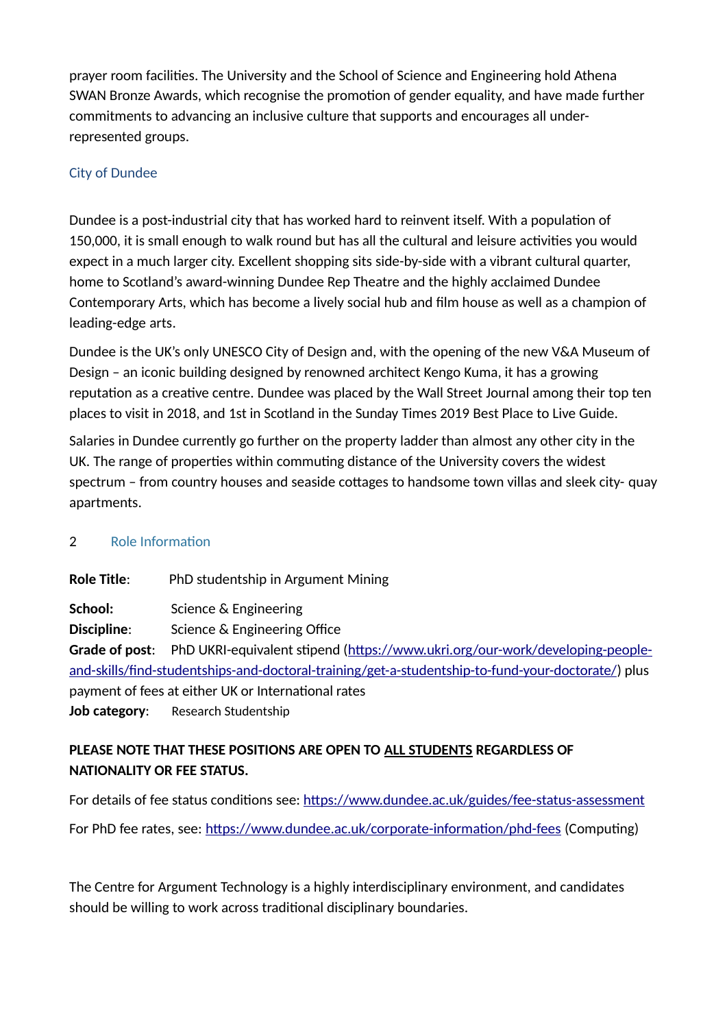prayer room facilities. The University and the School of Science and Engineering hold Athena SWAN Bronze Awards, which recognise the promotion of gender equality, and have made further commitments to advancing an inclusive culture that supports and encourages all under-represented groups.

### City of Dundee

Dundee is a post-industrial city that has worked hard to reinvent itself. With a population of 150,000, it is small enough to walk round but has all the cultural and leisure activities you would expect in a much larger city. Excellent shopping sits side-by-side with a vibrant cultural quarter, home to Scotland's award-winning Dundee Rep Theatre and the highly acclaimed Dundee Contemporary Arts, which has become a lively social hub and film house as well as a champion of leading-edge arts.

Dundee is the UK's only UNESCO City of Design and, with the opening of the new V&A Museum of Design – an iconic building designed by renowned architect Kengo Kuma, it has a growing reputation as a creative centre. Dundee was placed by the Wall Street Journal among their top ten places to visit in 2018, and 1st in Scotland in the Sunday Times 2019 Best Place to Live Guide.

Salaries in Dundee currently go further on the property ladder than almost any other city in the UK. The range of properties within commuting distance of the University covers the widest spectrum – from country houses and seaside cottages to handsome town villas and sleek city- quay apartments.

## 2 Role Information

**Role Title**: PhD studentship in Argument Mining

**School:** Science & Engineering
**Discipline**: Science & Engineering Office
**Grade of post**: PhD UKRI-equivalent stipend (https://www.ukri.org/our-work/developing-people-and-skills/find-studentships-and-doctoral-training/get-a-studentship-to-fund-your-doctorate/) plus payment of fees at either UK or International rates
**Job category**: Research Studentship

**PLEASE NOTE THAT THESE POSITIONS ARE OPEN TO ALL STUDENTS REGARDLESS OF NATIONALITY OR FEE STATUS.**

For details of fee status conditions see: https://www.dundee.ac.uk/guides/fee-status-assessment

For PhD fee rates, see: https://www.dundee.ac.uk/corporate-information/phd-fees (Computing)

The Centre for Argument Technology is a highly interdisciplinary environment, and candidates should be willing to work across traditional disciplinary boundaries.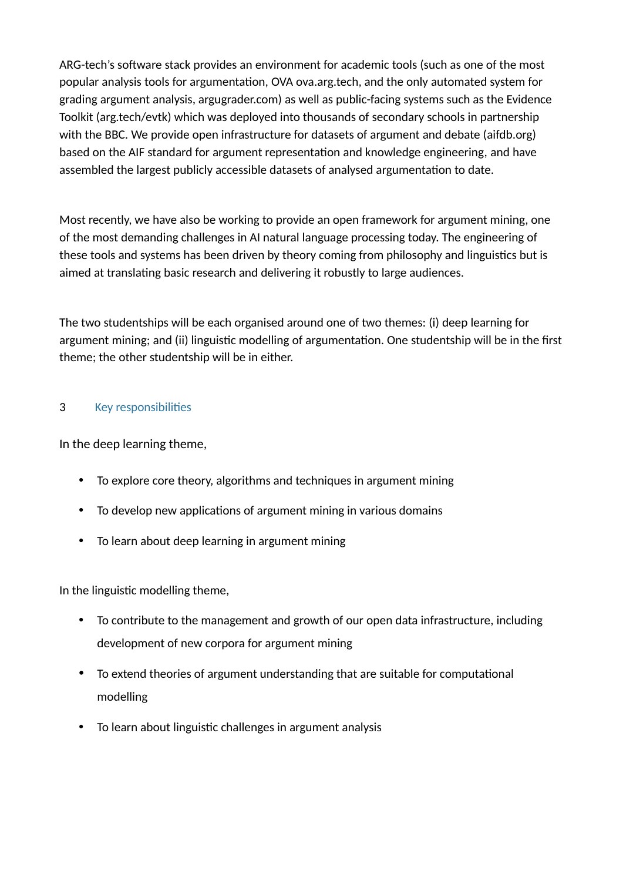ARG-tech's software stack provides an environment for academic tools (such as one of the most popular analysis tools for argumentation, OVA ova.arg.tech, and the only automated system for grading argument analysis, argugrader.com) as well as public-facing systems such as the Evidence Toolkit (arg.tech/evtk) which was deployed into thousands of secondary schools in partnership with the BBC. We provide open infrastructure for datasets of argument and debate (aifdb.org) based on the AIF standard for argument representation and knowledge engineering, and have assembled the largest publicly accessible datasets of analysed argumentation to date.

Most recently, we have also be working to provide an open framework for argument mining, one of the most demanding challenges in AI natural language processing today. The engineering of these tools and systems has been driven by theory coming from philosophy and linguistics but is aimed at translating basic research and delivering it robustly to large audiences.

The two studentships will be each organised around one of two themes: (i) deep learning for argument mining; and (ii) linguistic modelling of argumentation. One studentship will be in the first theme; the other studentship will be in either.

## 3 Key responsibilities

In the deep learning theme,

- To explore core theory, algorithms and techniques in argument mining
- To develop new applications of argument mining in various domains
- To learn about deep learning in argument mining

In the linguistic modelling theme,

- To contribute to the management and growth of our open data infrastructure, including development of new corpora for argument mining
- To extend theories of argument understanding that are suitable for computational modelling
- To learn about linguistic challenges in argument analysis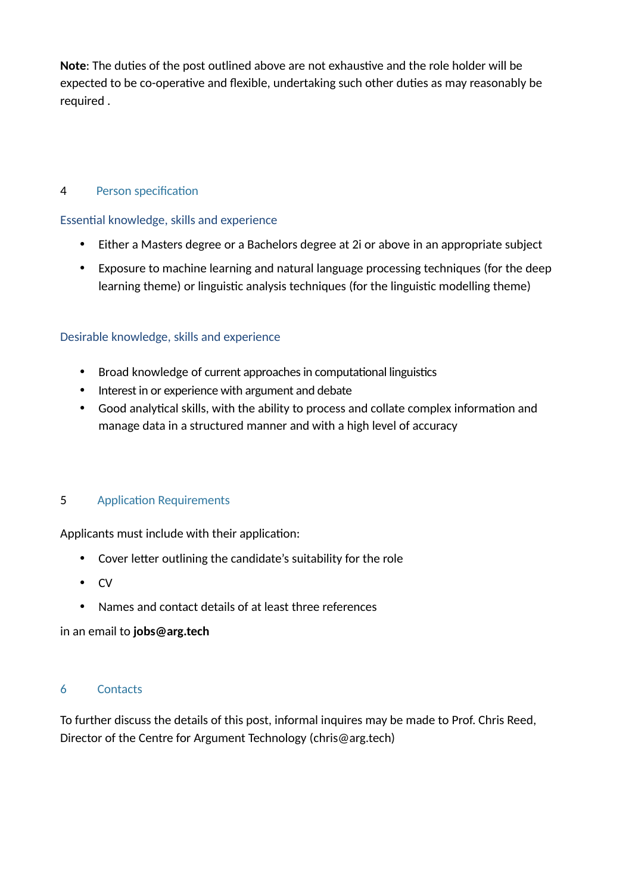**Note**: The duties of the post outlined above are not exhaustive and the role holder will be expected to be co-operative and flexible, undertaking such other duties as may reasonably be required .

## 4 Person specification

### Essential knowledge, skills and experience

- Either a Masters degree or a Bachelors degree at 2i or above in an appropriate subject
- Exposure to machine learning and natural language processing techniques (for the deep learning theme) or linguistic analysis techniques (for the linguistic modelling theme)

### Desirable knowledge, skills and experience

- Broad knowledge of current approaches in computational linguistics
- Interest in or experience with argument and debate
- Good analytical skills, with the ability to process and collate complex information and manage data in a structured manner and with a high level of accuracy

## 5 Application Requirements

Applicants must include with their application:

- Cover letter outlining the candidate's suitability for the role
- CV
- Names and contact details of at least three references

in an email to **jobs@arg.tech**

## 6 Contacts

To further discuss the details of this post, informal inquires may be made to Prof. Chris Reed, Director of the Centre for Argument Technology (chris@arg.tech)